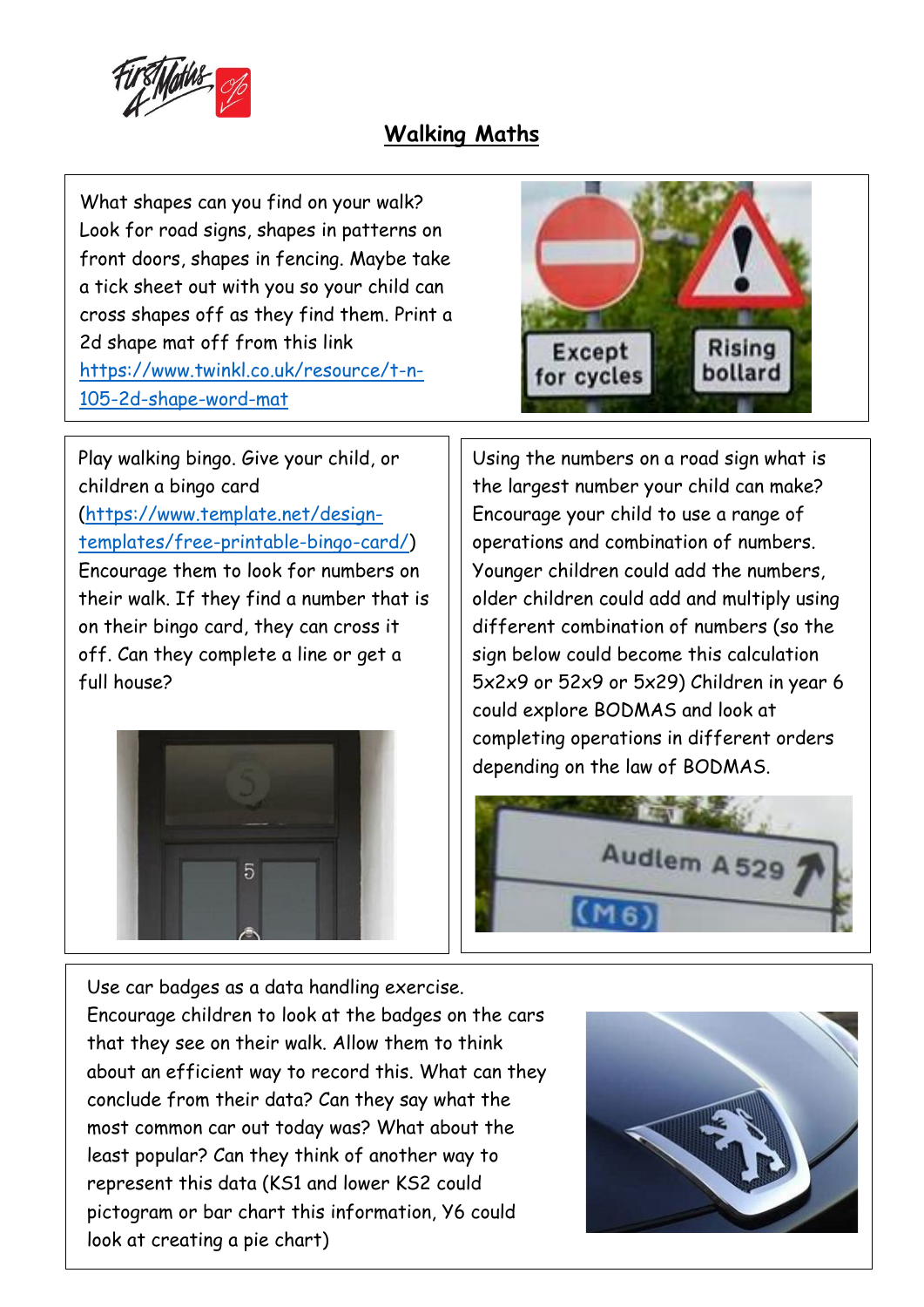## Walking Maths

What shapes can you find on your walk? Look for road signs, shapes in patterns on front doors, shapes in fencing. Maybe take a tick sheet out with you so your child can cross shapes off as they find them. Print a 2d shape mat off from this link https://www.twinkl.co.uk/resource/t-n-105-2d-shape-word-mat

Play walking bingo. Give your child, or children a bingo card (https://www.template.net/design-templates/free-printable-bingo-card/) Encourage them to look for numbers on their walk. If they find a number that is on their bingo card, they can cross it off. Can they complete a line or get a full house?

Using the numbers on a road sign what is the largest number your child can make? Encourage your child to use a range of operations and combination of numbers. Younger children could add the numbers, older children could add and multiply using different combination of numbers (so the sign below could become this calculation 5x2x9 or 52x9 or 5x29) Children in year 6 could explore BODMAS and look at completing operations in different orders depending on the law of BODMAS.

Use car badges as a data handling exercise. Encourage children to look at the badges on the cars that they see on their walk. Allow them to think about an efficient way to record this. What can they conclude from their data? Can they say what the most common car out today was? What about the least popular? Can they think of another way to represent this data (KS1 and lower KS2 could pictogram or bar chart this information, Y6 could look at creating a pie chart)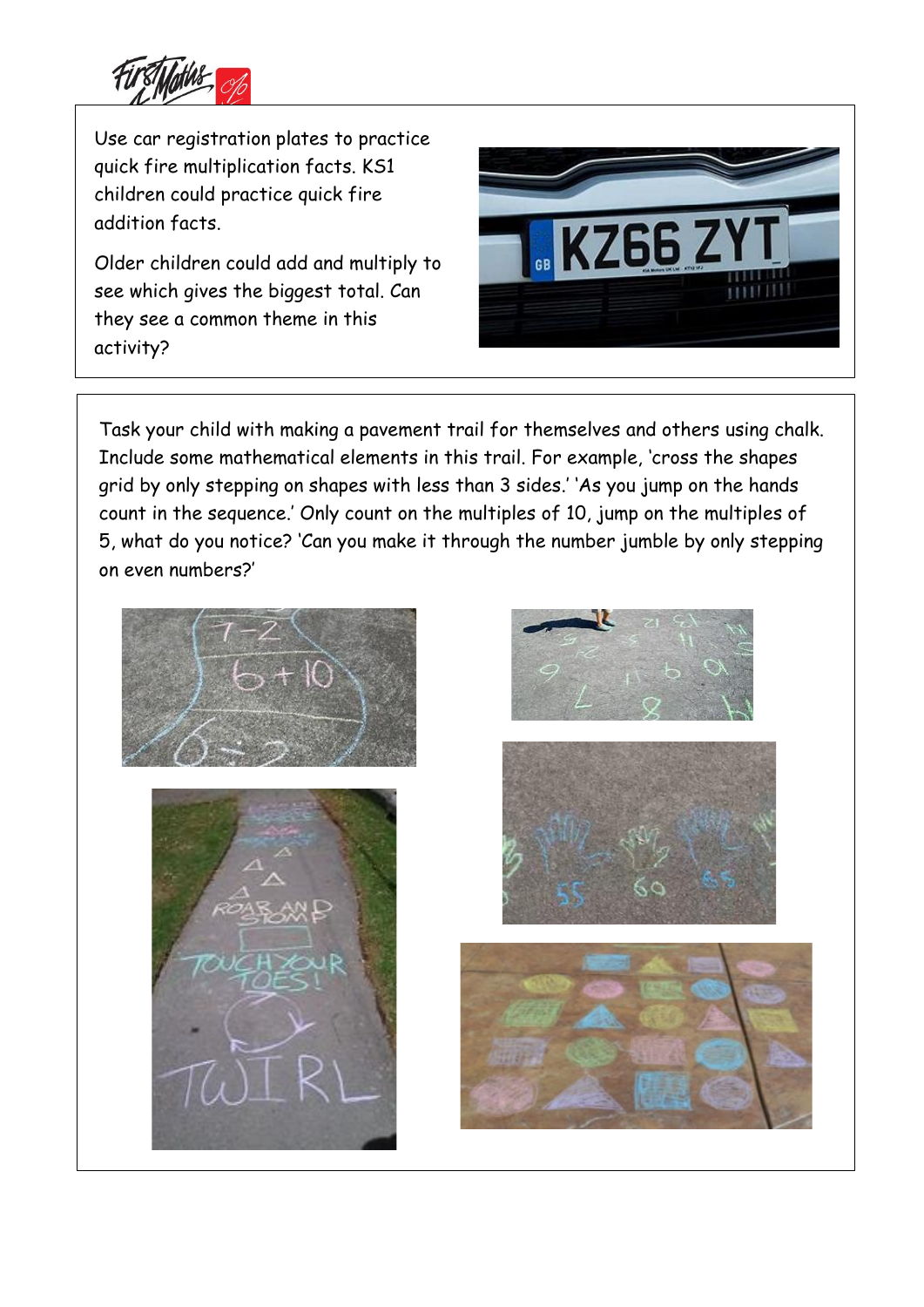Use car registration plates to practice quick fire multiplication facts. KS1 children could practice quick fire addition facts.

Older children could add and multiply to see which gives the biggest total. Can they see a common theme in this activity?

Task your child with making a pavement trail for themselves and others using chalk. Include some mathematical elements in this trail. For example, 'cross the shapes grid by only stepping on shapes with less than 3 sides.' 'As you jump on the hands count in the sequence.' Only count on the multiples of 10, jump on the multiples of 5, what do you notice? 'Can you make it through the number jumble by only stepping on even numbers?'